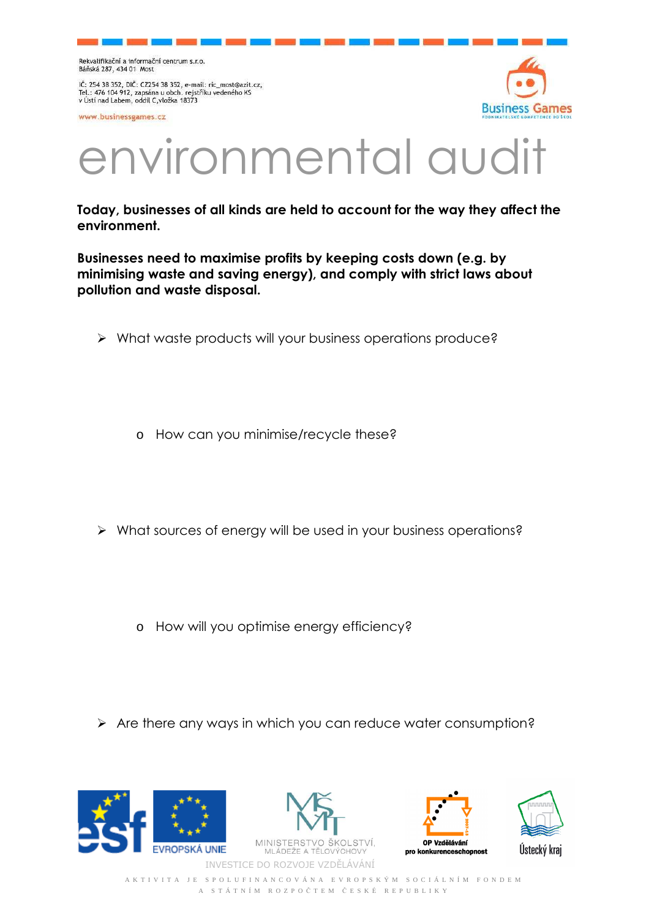Rekvalifikační a informační centrum s.r.o.
Báňská 287, 434 01 Most

IČ: 254 38 352, DIČ: CZ254 38 352, e-mail: ric_most@azit.cz,
Tel.: 476 104 912, zapsána u obch. rejstříku vedeného KS
v Ústí nad Labem, oddíl C,vložka 18373

www.businessgames.cz

# environmental audit

**Today, businesses of all kinds are held to account for the way they affect the environment.**

**Businesses need to maximise profits by keeping costs down (e.g. by minimising waste and saving energy), and comply with strict laws about pollution and waste disposal.**

- What waste products will your business operations produce?
  - How can you minimise/recycle these?
- What sources of energy will be used in your business operations?
  - How will you optimise energy efficiency?
- Are there any ways in which you can reduce water consumption?

INVESTICE DO ROZVOJE VZDĚLÁVÁNÍ

AKTIVITA JE SPOLUFINANCOVÁNA EVROPSKÝM SOCIÁLNÍM FONDEM A STÁTNÍM ROZPOČTEM ČESKÉ REPUBLIKY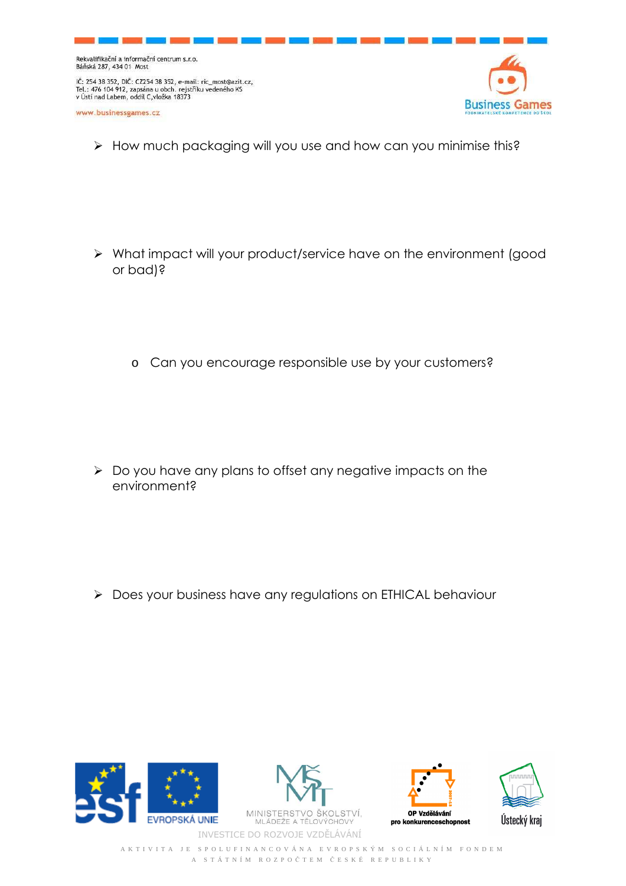- How much packaging will you use and how can you minimise this?

- What impact will your product/service have on the environment (good or bad)?

    - Can you encourage responsible use by your customers?

- Do you have any plans to offset any negative impacts on the environment?

- Does your business have any regulations on ETHICAL behaviour